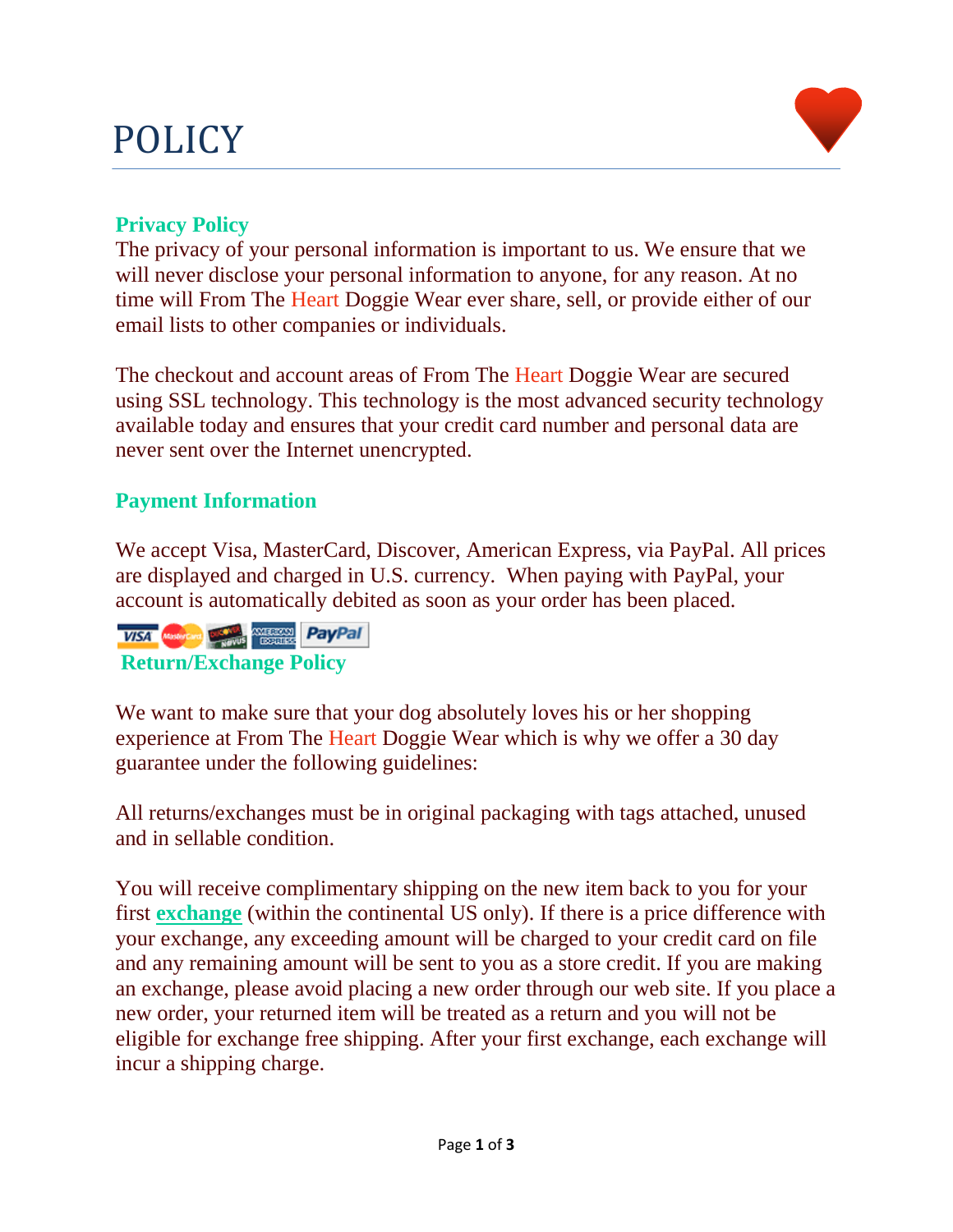# POLICY

## Privacy Policy

The privacy of your personal information is important to us. We ensure that we will never disclose your personal information to anyone, for any reason. At no time will From The Heart Doggie Wear ever share, sell, or provide either of our email lists to other companies or individuals.

The checkout and account areas of From The Heart Doggie Wear are secured using SSL technology. This technology is the most advanced security technology available today and ensures that your credit card number and personal data are never sent over the Internet unencrypted.

## Payment Information

We accept Visa, MasterCard, Discover, American Express, via PayPal. All prices are displayed and charged in U.S. currency. When paying with PayPal, your account is automatically debited as soon as your order has been placed.

## Return/Exchange Policy

We want to make sure that your dog absolutely loves his or her shopping experience at From The Heart Doggie Wear which is why we offer a 30 day guarantee under the following guidelines:

All returns/exchanges must be in original packaging with tags attached, unused and in sellable condition.

You will receive complimentary shipping on the new item back to you for your first **exchange** (within the continental US only). If there is a price difference with your exchange, any exceeding amount will be charged to your credit card on file and any remaining amount will be sent to you as a store credit. If you are making an exchange, please avoid placing a new order through our web site. If you place a new order, your returned item will be treated as a return and you will not be eligible for exchange free shipping. After your first exchange, each exchange will incur a shipping charge.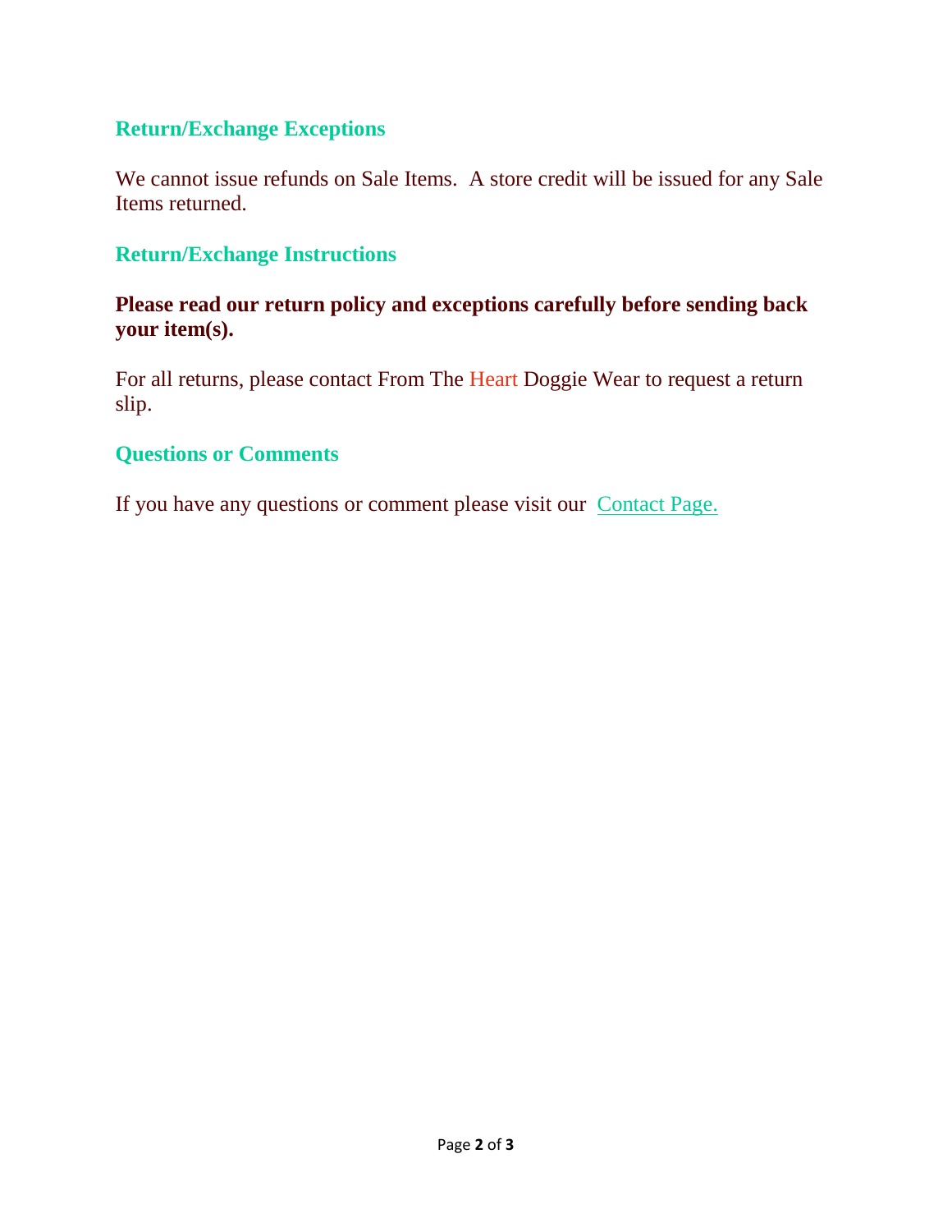## Return/Exchange Exceptions

We cannot issue refunds on Sale Items. A store credit will be issued for any Sale Items returned.

## Return/Exchange Instructions

**Please read our return policy and exceptions carefully before sending back your item(s).**

For all returns, please contact From The Heart Doggie Wear to request a return slip.

## Questions or Comments

If you have any questions or comment please visit our Contact Page.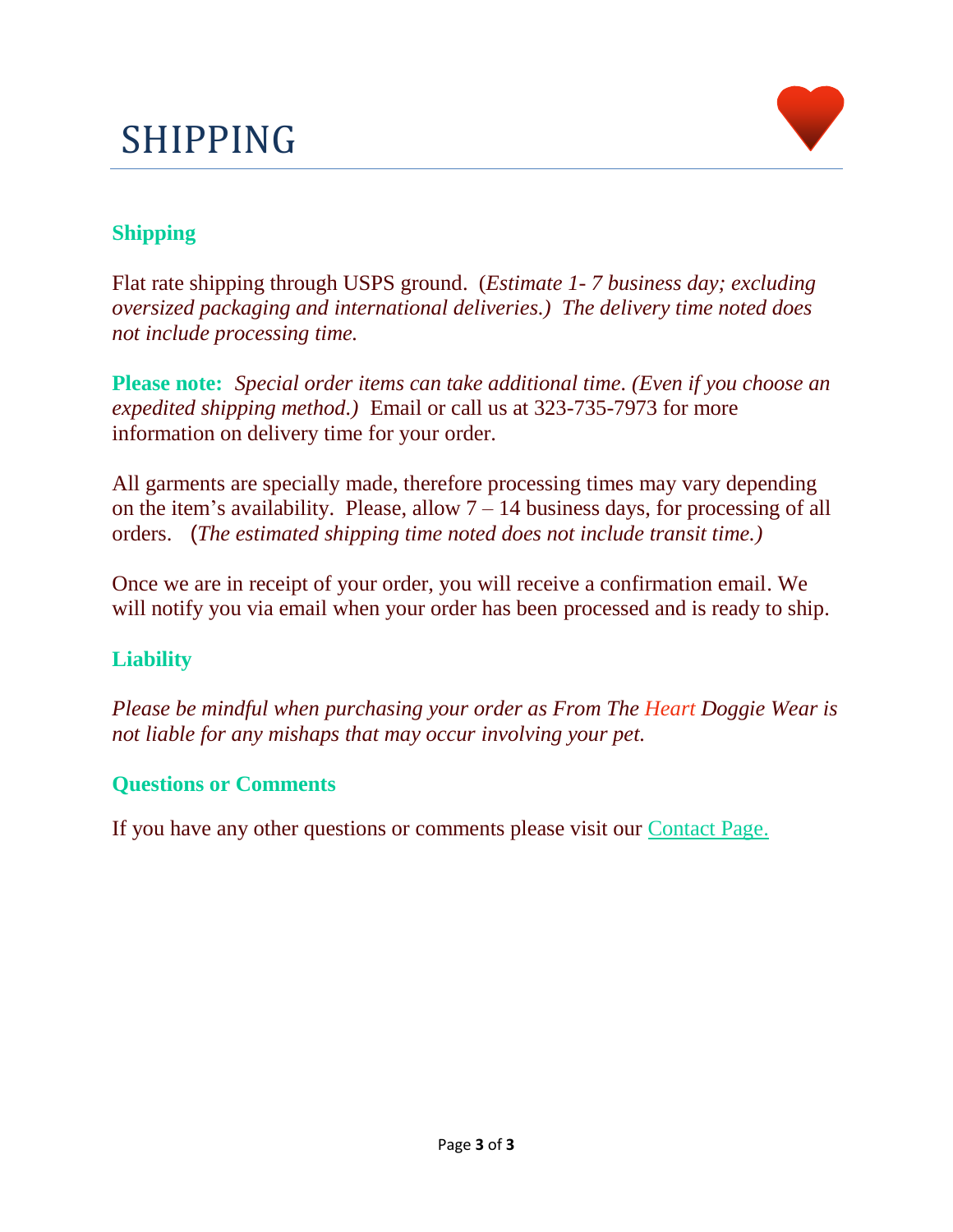# SHIPPING

## Shipping

Flat rate shipping through USPS ground. (*Estimate 1- 7 business day; excluding oversized packaging and international deliveries.) The delivery time noted does not include processing time.*

**Please note:** *Special order items can take additional time. (Even if you choose an expedited shipping method.)* Email or call us at 323-735-7973 for more information on delivery time for your order.

All garments are specially made, therefore processing times may vary depending on the item's availability. Please, allow 7 – 14 business days, for processing of all orders. (*The estimated shipping time noted does not include transit time.)*

Once we are in receipt of your order, you will receive a confirmation email. We will notify you via email when your order has been processed and is ready to ship.

## Liability

*Please be mindful when purchasing your order as From The Heart Doggie Wear is not liable for any mishaps that may occur involving your pet.*

## Questions or Comments

If you have any other questions or comments please visit our Contact Page.